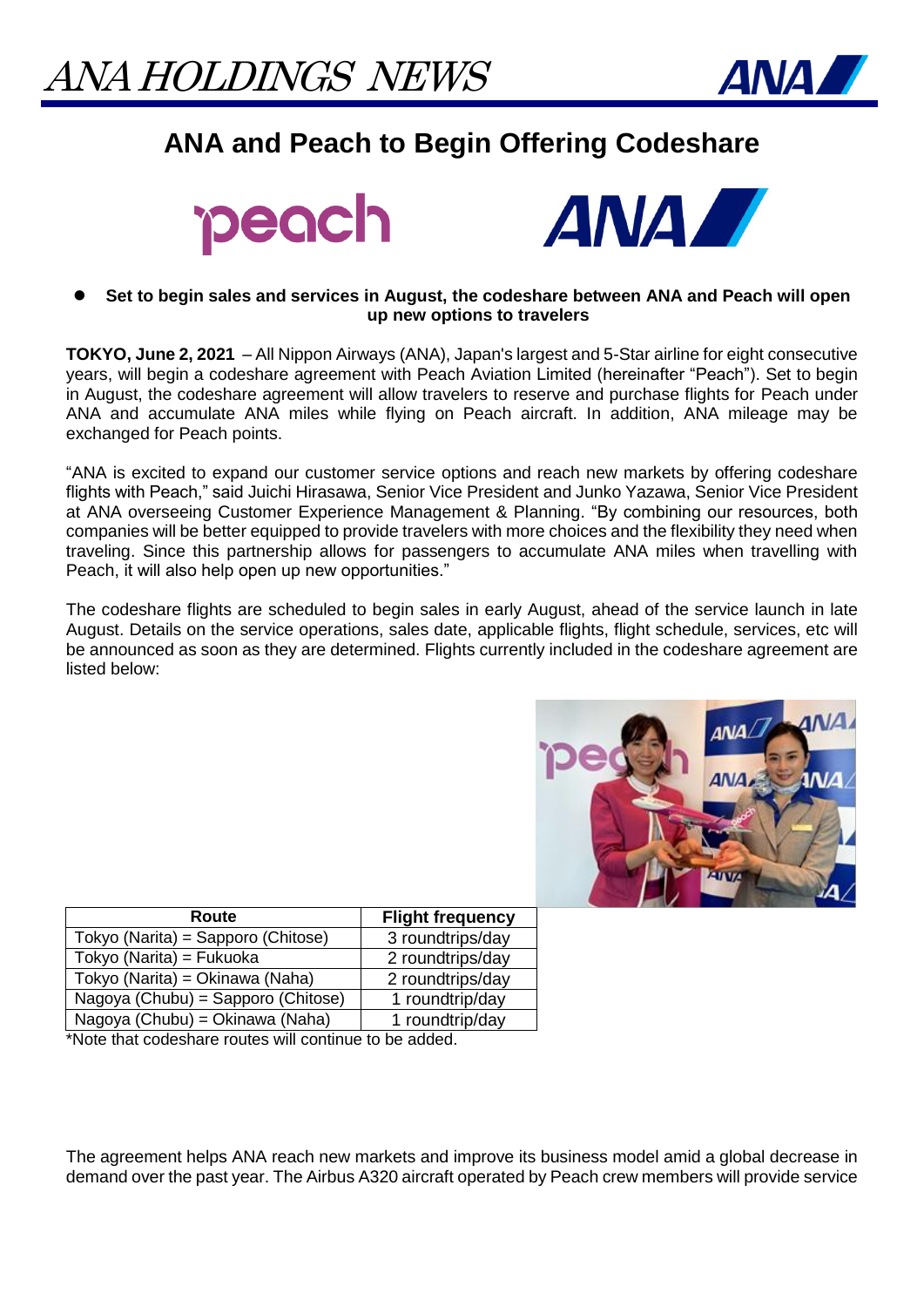# ANA HOLDINGS NEWS

## ANA and Peach to Begin Offering Codeshare

- **Set to begin sales and services in August, the codeshare between ANA and Peach will open up new options to travelers**

**TOKYO, June 2, 2021** – All Nippon Airways (ANA), Japan's largest and 5-Star airline for eight consecutive years, will begin a codeshare agreement with Peach Aviation Limited (hereinafter "Peach"). Set to begin in August, the codeshare agreement will allow travelers to reserve and purchase flights for Peach under ANA and accumulate ANA miles while flying on Peach aircraft. In addition, ANA mileage may be exchanged for Peach points.

"ANA is excited to expand our customer service options and reach new markets by offering codeshare flights with Peach," said Juichi Hirasawa, Senior Vice President and Junko Yazawa, Senior Vice President at ANA overseeing Customer Experience Management & Planning. "By combining our resources, both companies will be better equipped to provide travelers with more choices and the flexibility they need when traveling. Since this partnership allows for passengers to accumulate ANA miles when travelling with Peach, it will also help open up new opportunities."

The codeshare flights are scheduled to begin sales in early August, ahead of the service launch in late August. Details on the service operations, sales date, applicable flights, flight schedule, services, etc will be announced as soon as they are determined. Flights currently included in the codeshare agreement are listed below:

| Route | Flight frequency |
|---|---|
| Tokyo (Narita) = Sapporo (Chitose) | 3 roundtrips/day |
| Tokyo (Narita) = Fukuoka | 2 roundtrips/day |
| Tokyo (Narita) = Okinawa (Naha) | 2 roundtrips/day |
| Nagoya (Chubu) = Sapporo (Chitose) | 1 roundtrip/day |
| Nagoya (Chubu) = Okinawa (Naha) | 1 roundtrip/day |

*Note that codeshare routes will continue to be added.

The agreement helps ANA reach new markets and improve its business model amid a global decrease in demand over the past year. The Airbus A320 aircraft operated by Peach crew members will provide service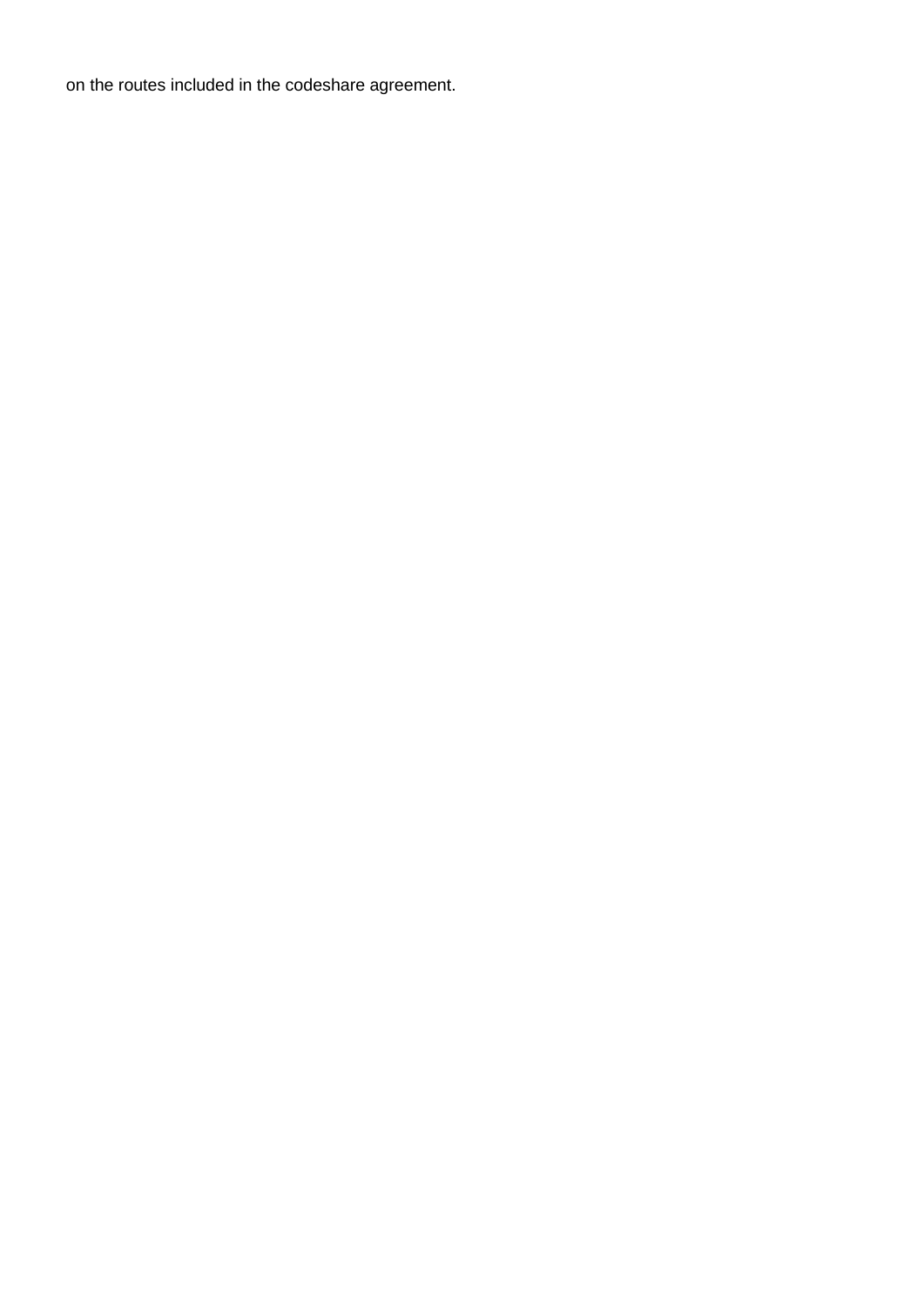on the routes included in the codeshare agreement.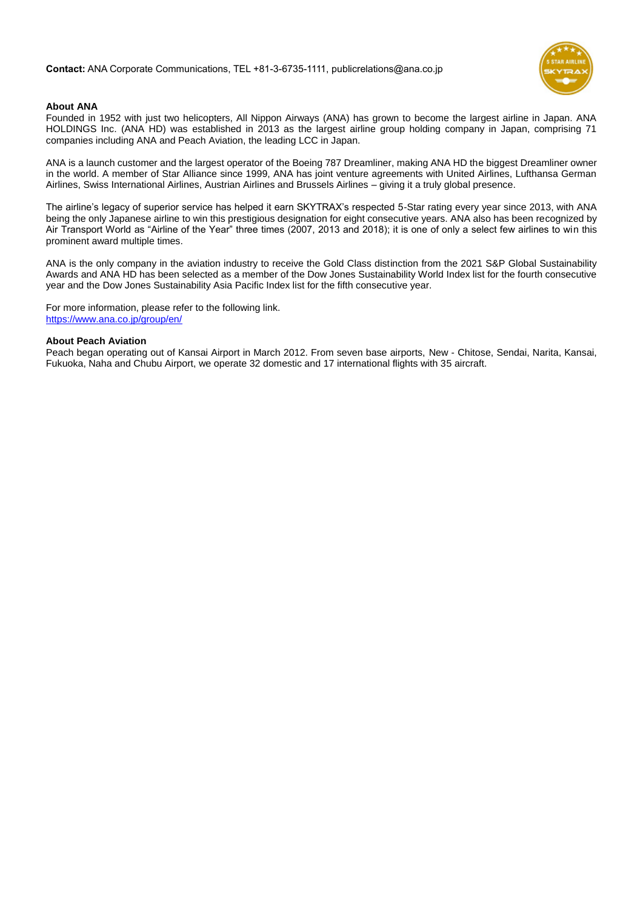**Contact:** ANA Corporate Communications, TEL +81-3-6735-1111, publicrelations@ana.co.jp

**About ANA**

Founded in 1952 with just two helicopters, All Nippon Airways (ANA) has grown to become the largest airline in Japan. ANA HOLDINGS Inc. (ANA HD) was established in 2013 as the largest airline group holding company in Japan, comprising 71 companies including ANA and Peach Aviation, the leading LCC in Japan.

ANA is a launch customer and the largest operator of the Boeing 787 Dreamliner, making ANA HD the biggest Dreamliner owner in the world. A member of Star Alliance since 1999, ANA has joint venture agreements with United Airlines, Lufthansa German Airlines, Swiss International Airlines, Austrian Airlines and Brussels Airlines – giving it a truly global presence.

The airline's legacy of superior service has helped it earn SKYTRAX's respected 5-Star rating every year since 2013, with ANA being the only Japanese airline to win this prestigious designation for eight consecutive years. ANA also has been recognized by Air Transport World as "Airline of the Year" three times (2007, 2013 and 2018); it is one of only a select few airlines to win this prominent award multiple times.

ANA is the only company in the aviation industry to receive the Gold Class distinction from the 2021 S&P Global Sustainability Awards and ANA HD has been selected as a member of the Dow Jones Sustainability World Index list for the fourth consecutive year and the Dow Jones Sustainability Asia Pacific Index list for the fifth consecutive year.

For more information, please refer to the following link.
https://www.ana.co.jp/group/en/

**About Peach Aviation**

Peach began operating out of Kansai Airport in March 2012. From seven base airports, New - Chitose, Sendai, Narita, Kansai, Fukuoka, Naha and Chubu Airport, we operate 32 domestic and 17 international flights with 35 aircraft.